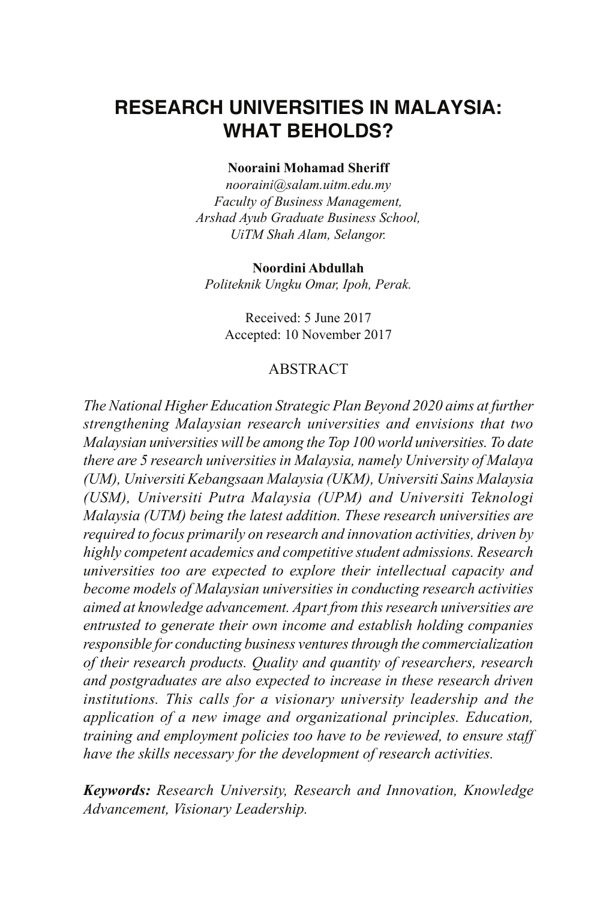# RESEARCH UNIVERSITIES IN MALAYSIA: WHAT BEHOLDS?

**Nooraini Mohamad Sheriff**
*nooraini@salam.uitm.edu.my*
*Faculty of Business Management,*
*Arshad Ayub Graduate Business School,*
*UiTM Shah Alam, Selangor.*

**Noordini Abdullah**
*Politeknik Ungku Omar, Ipoh, Perak.*

Received: 5 June 2017
Accepted: 10 November 2017

## ABSTRACT

*The National Higher Education Strategic Plan Beyond 2020 aims at further strengthening Malaysian research universities and envisions that two Malaysian universities will be among the Top 100 world universities. To date there are 5 research universities in Malaysia, namely University of Malaya (UM), Universiti Kebangsaan Malaysia (UKM), Universiti Sains Malaysia (USM), Universiti Putra Malaysia (UPM) and Universiti Teknologi Malaysia (UTM) being the latest addition. These research universities are required to focus primarily on research and innovation activities, driven by highly competent academics and competitive student admissions. Research universities too are expected to explore their intellectual capacity and become models of Malaysian universities in conducting research activities aimed at knowledge advancement. Apart from this research universities are entrusted to generate their own income and establish holding companies responsible for conducting business ventures through the commercialization of their research products. Quality and quantity of researchers, research and postgraduates are also expected to increase in these research driven institutions. This calls for a visionary university leadership and the application of a new image and organizational principles. Education, training and employment policies too have to be reviewed, to ensure staff have the skills necessary for the development of research activities.*

***Keywords:*** *Research University, Research and Innovation, Knowledge Advancement, Visionary Leadership.*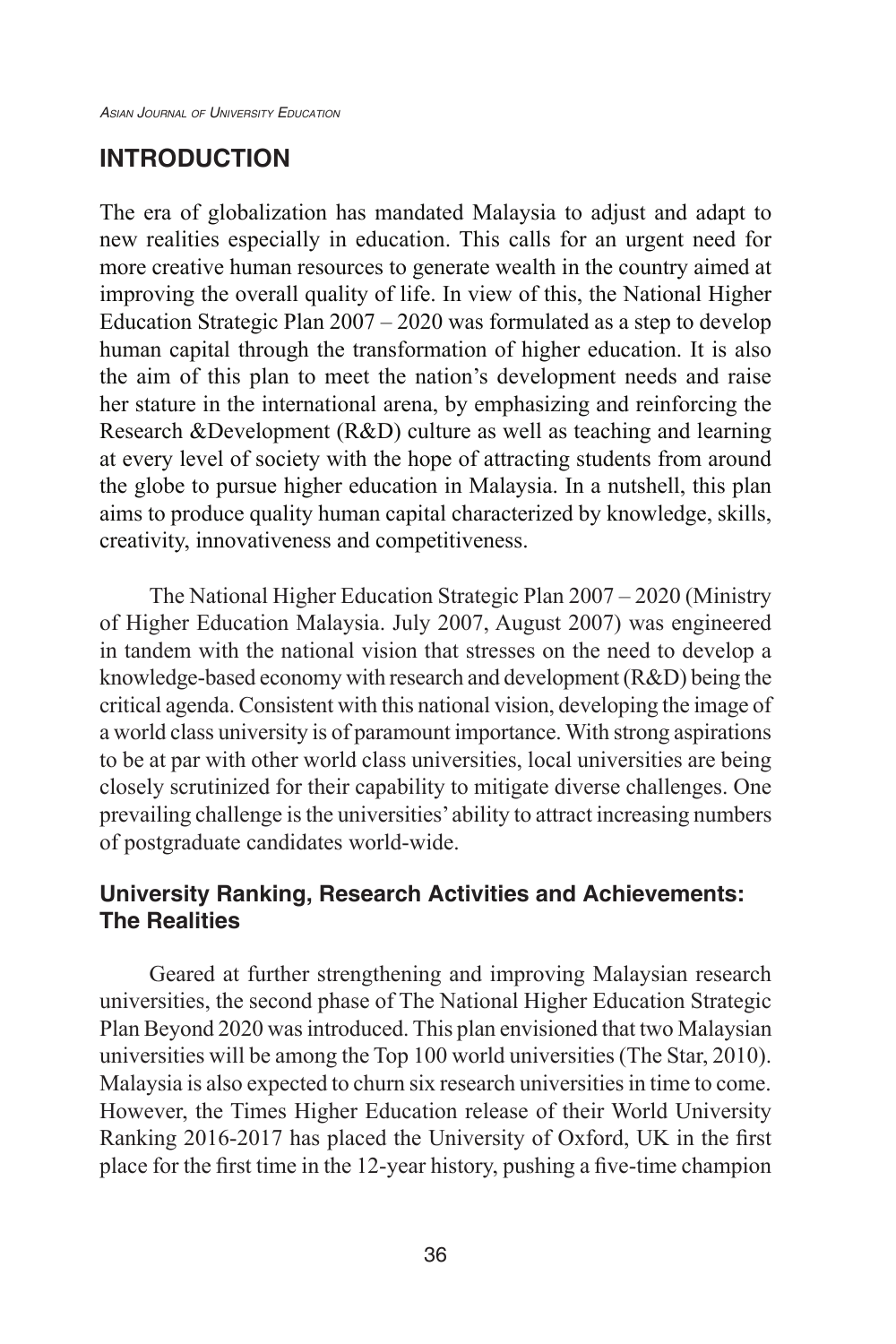## INTRODUCTION

The era of globalization has mandated Malaysia to adjust and adapt to new realities especially in education. This calls for an urgent need for more creative human resources to generate wealth in the country aimed at improving the overall quality of life. In view of this, the National Higher Education Strategic Plan 2007 – 2020 was formulated as a step to develop human capital through the transformation of higher education. It is also the aim of this plan to meet the nation's development needs and raise her stature in the international arena, by emphasizing and reinforcing the Research &Development (R&D) culture as well as teaching and learning at every level of society with the hope of attracting students from around the globe to pursue higher education in Malaysia. In a nutshell, this plan aims to produce quality human capital characterized by knowledge, skills, creativity, innovativeness and competitiveness.

The National Higher Education Strategic Plan 2007 – 2020 (Ministry of Higher Education Malaysia. July 2007, August 2007) was engineered in tandem with the national vision that stresses on the need to develop a knowledge-based economy with research and development (R&D) being the critical agenda. Consistent with this national vision, developing the image of a world class university is of paramount importance. With strong aspirations to be at par with other world class universities, local universities are being closely scrutinized for their capability to mitigate diverse challenges. One prevailing challenge is the universities' ability to attract increasing numbers of postgraduate candidates world-wide.

### University Ranking, Research Activities and Achievements: The Realities

Geared at further strengthening and improving Malaysian research universities, the second phase of The National Higher Education Strategic Plan Beyond 2020 was introduced. This plan envisioned that two Malaysian universities will be among the Top 100 world universities (The Star, 2010). Malaysia is also expected to churn six research universities in time to come. However, the Times Higher Education release of their World University Ranking 2016-2017 has placed the University of Oxford, UK in the first place for the first time in the 12-year history, pushing a five-time champion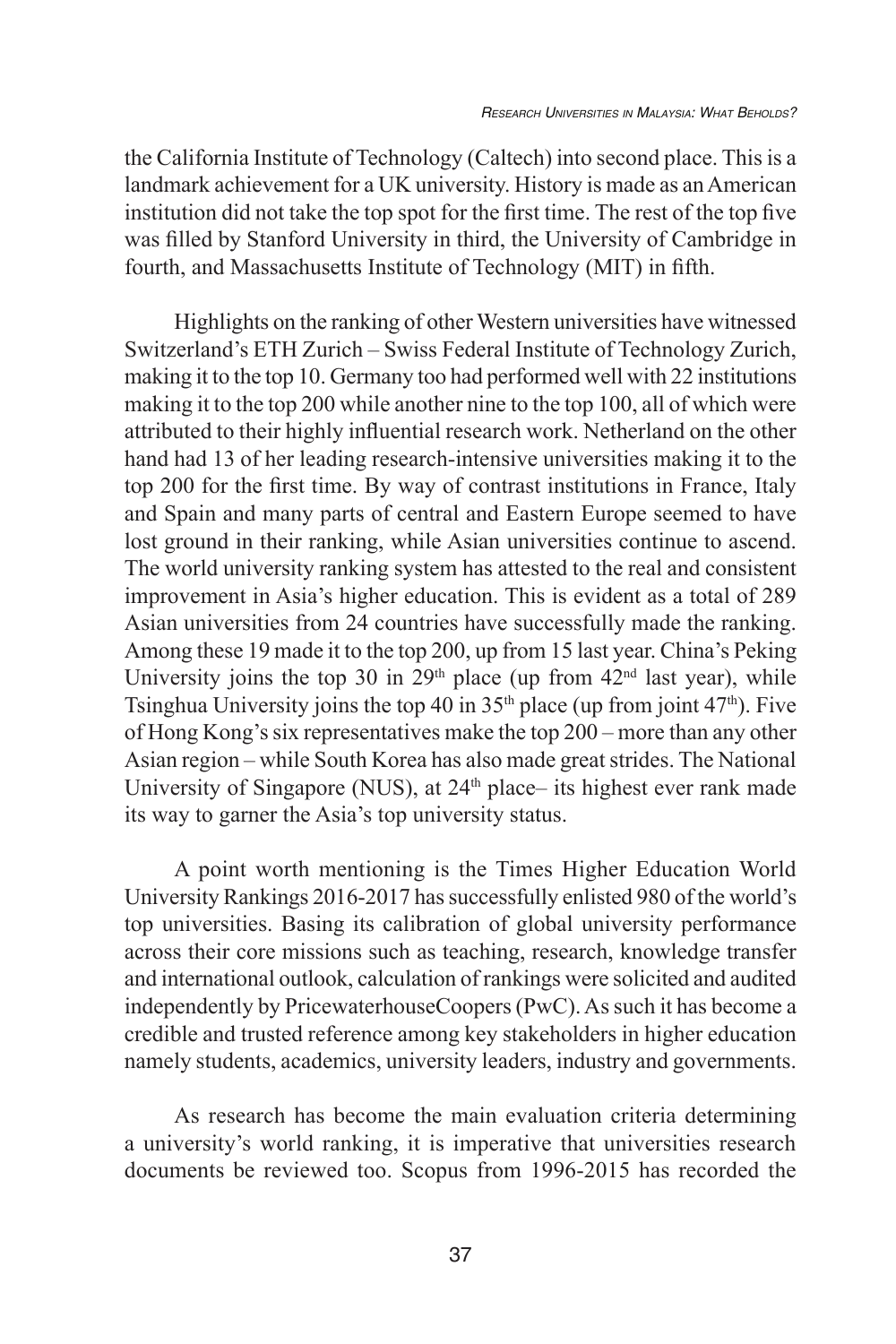the California Institute of Technology (Caltech) into second place. This is a landmark achievement for a UK university. History is made as an American institution did not take the top spot for the first time. The rest of the top five was filled by Stanford University in third, the University of Cambridge in fourth, and Massachusetts Institute of Technology (MIT) in fifth.

Highlights on the ranking of other Western universities have witnessed Switzerland's ETH Zurich – Swiss Federal Institute of Technology Zurich, making it to the top 10. Germany too had performed well with 22 institutions making it to the top 200 while another nine to the top 100, all of which were attributed to their highly influential research work. Netherland on the other hand had 13 of her leading research-intensive universities making it to the top 200 for the first time. By way of contrast institutions in France, Italy and Spain and many parts of central and Eastern Europe seemed to have lost ground in their ranking, while Asian universities continue to ascend. The world university ranking system has attested to the real and consistent improvement in Asia's higher education. This is evident as a total of 289 Asian universities from 24 countries have successfully made the ranking. Among these 19 made it to the top 200, up from 15 last year. China's Peking University joins the top 30 in 29th place (up from 42nd last year), while Tsinghua University joins the top 40 in 35th place (up from joint 47th). Five of Hong Kong's six representatives make the top 200 – more than any other Asian region – while South Korea has also made great strides. The National University of Singapore (NUS), at 24th place– its highest ever rank made its way to garner the Asia's top university status.

A point worth mentioning is the Times Higher Education World University Rankings 2016-2017 has successfully enlisted 980 of the world's top universities. Basing its calibration of global university performance across their core missions such as teaching, research, knowledge transfer and international outlook, calculation of rankings were solicited and audited independently by PricewaterhouseCoopers (PwC). As such it has become a credible and trusted reference among key stakeholders in higher education namely students, academics, university leaders, industry and governments.

As research has become the main evaluation criteria determining a university's world ranking, it is imperative that universities research documents be reviewed too. Scopus from 1996-2015 has recorded the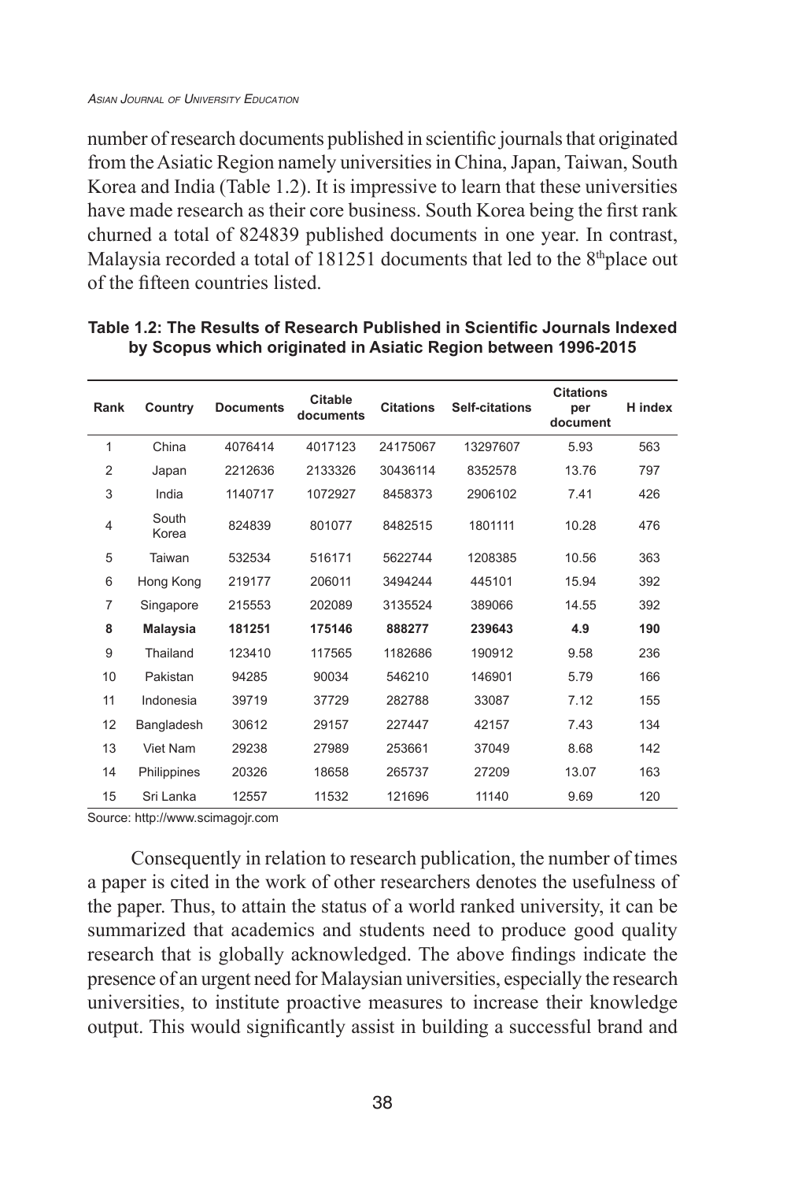number of research documents published in scientific journals that originated from the Asiatic Region namely universities in China, Japan, Taiwan, South Korea and India (Table 1.2). It is impressive to learn that these universities have made research as their core business. South Korea being the first rank churned a total of 824839 published documents in one year. In contrast, Malaysia recorded a total of 181251 documents that led to the 8th place out of the fifteen countries listed.

**Table 1.2: The Results of Research Published in Scientific Journals Indexed by Scopus which originated in Asiatic Region between 1996-2015**

| Rank | Country | Documents | Citable documents | Citations | Self-citations | Citations per document | H index |
|---|---|---|---|---|---|---|---|
| 1 | China | 4076414 | 4017123 | 24175067 | 13297607 | 5.93 | 563 |
| 2 | Japan | 2212636 | 2133326 | 30436114 | 8352578 | 13.76 | 797 |
| 3 | India | 1140717 | 1072927 | 8458373 | 2906102 | 7.41 | 426 |
| 4 | South Korea | 824839 | 801077 | 8482515 | 1801111 | 10.28 | 476 |
| 5 | Taiwan | 532534 | 516171 | 5622744 | 1208385 | 10.56 | 363 |
| 6 | Hong Kong | 219177 | 206011 | 3494244 | 445101 | 15.94 | 392 |
| 7 | Singapore | 215553 | 202089 | 3135524 | 389066 | 14.55 | 392 |
| **8** | **Malaysia** | **181251** | **175146** | **888277** | **239643** | **4.9** | **190** |
| 9 | Thailand | 123410 | 117565 | 1182686 | 190912 | 9.58 | 236 |
| 10 | Pakistan | 94285 | 90034 | 546210 | 146901 | 5.79 | 166 |
| 11 | Indonesia | 39719 | 37729 | 282788 | 33087 | 7.12 | 155 |
| 12 | Bangladesh | 30612 | 29157 | 227447 | 42157 | 7.43 | 134 |
| 13 | Viet Nam | 29238 | 27989 | 253661 | 37049 | 8.68 | 142 |
| 14 | Philippines | 20326 | 18658 | 265737 | 27209 | 13.07 | 163 |
| 15 | Sri Lanka | 12557 | 11532 | 121696 | 11140 | 9.69 | 120 |

Source: http://www.scimagojr.com

Consequently in relation to research publication, the number of times a paper is cited in the work of other researchers denotes the usefulness of the paper. Thus, to attain the status of a world ranked university, it can be summarized that academics and students need to produce good quality research that is globally acknowledged. The above findings indicate the presence of an urgent need for Malaysian universities, especially the research universities, to institute proactive measures to increase their knowledge output. This would significantly assist in building a successful brand and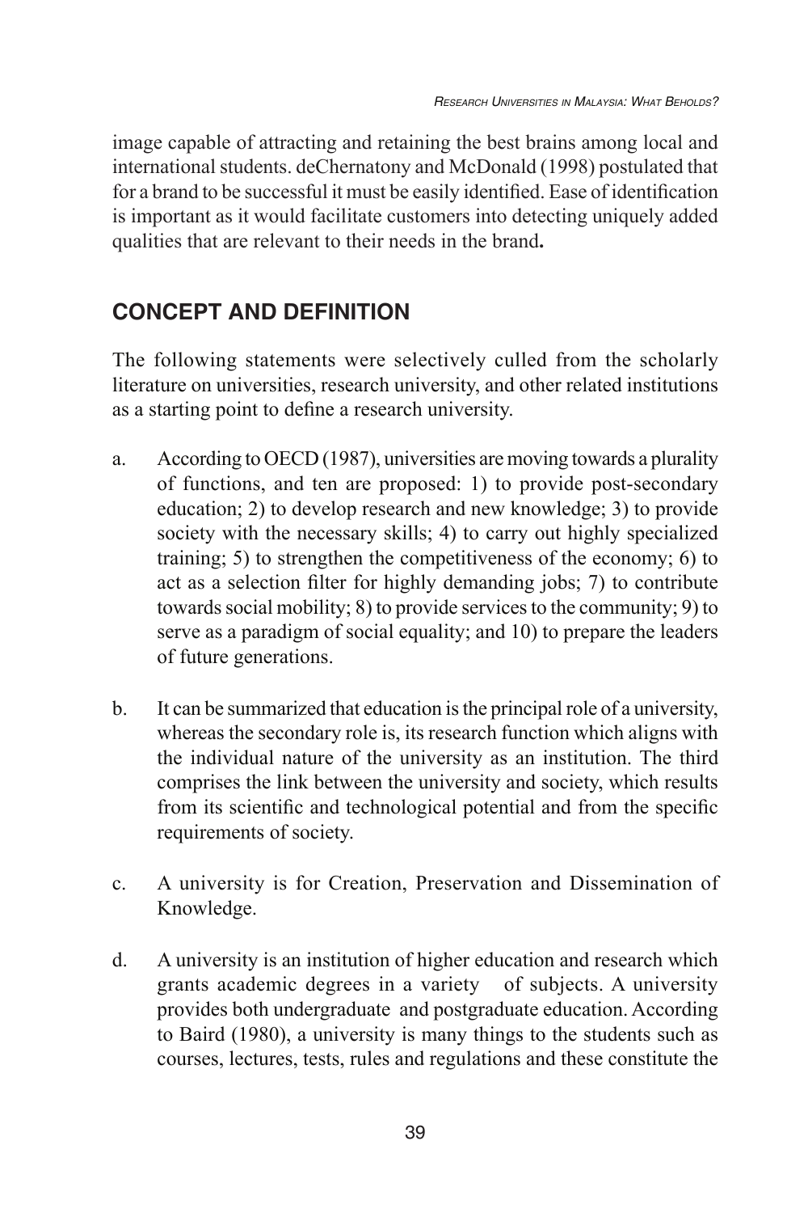image capable of attracting and retaining the best brains among local and international students. deChernatony and McDonald (1998) postulated that for a brand to be successful it must be easily identified. Ease of identification is important as it would facilitate customers into detecting uniquely added qualities that are relevant to their needs in the brand**.**

## CONCEPT AND DEFINITION

The following statements were selectively culled from the scholarly literature on universities, research university, and other related institutions as a starting point to define a research university.

a. According to OECD (1987), universities are moving towards a plurality of functions, and ten are proposed: 1) to provide post-secondary education; 2) to develop research and new knowledge; 3) to provide society with the necessary skills; 4) to carry out highly specialized training; 5) to strengthen the competitiveness of the economy; 6) to act as a selection filter for highly demanding jobs; 7) to contribute towards social mobility; 8) to provide services to the community; 9) to serve as a paradigm of social equality; and 10) to prepare the leaders of future generations.

b. It can be summarized that education is the principal role of a university, whereas the secondary role is, its research function which aligns with the individual nature of the university as an institution. The third comprises the link between the university and society, which results from its scientific and technological potential and from the specific requirements of society.

c. A university is for Creation, Preservation and Dissemination of Knowledge.

d. A university is an institution of higher education and research which grants academic degrees in a variety of subjects. A university provides both undergraduate and postgraduate education. According to Baird (1980), a university is many things to the students such as courses, lectures, tests, rules and regulations and these constitute the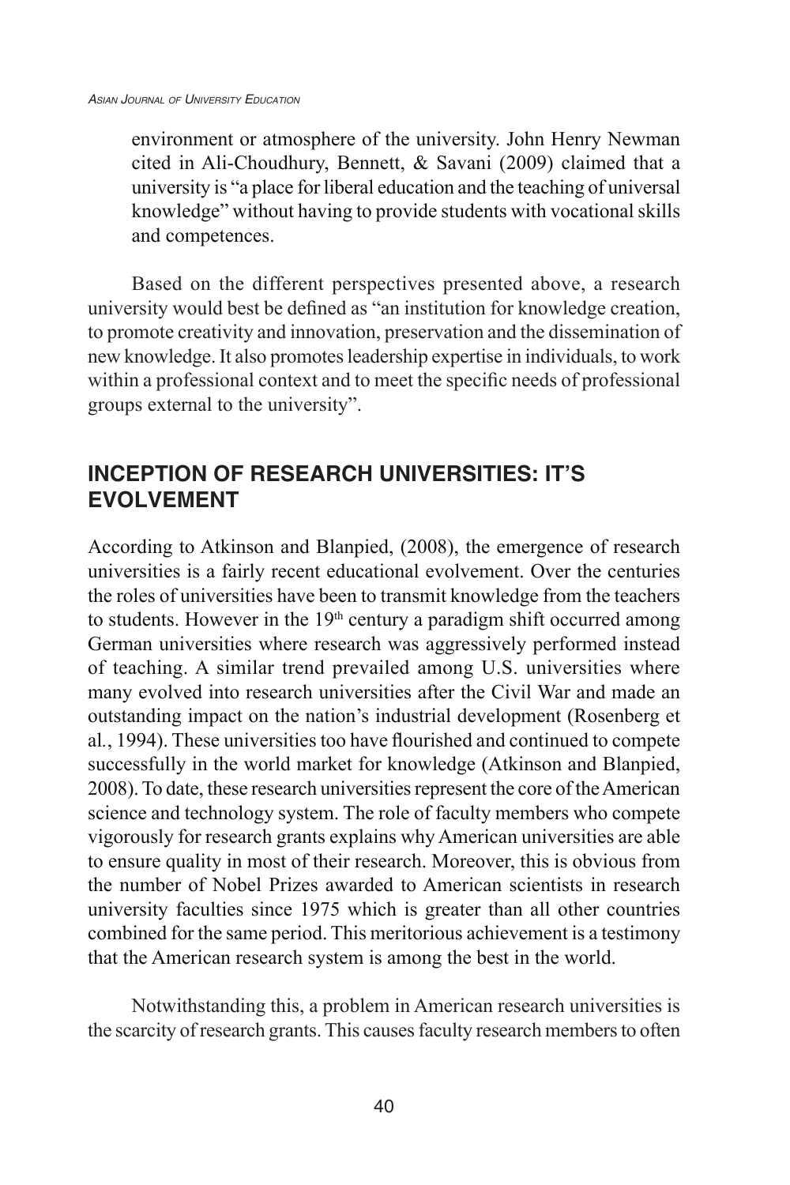environment or atmosphere of the university. John Henry Newman cited in Ali-Choudhury, Bennett, & Savani (2009) claimed that a university is "a place for liberal education and the teaching of universal knowledge" without having to provide students with vocational skills and competences.

Based on the different perspectives presented above, a research university would best be defined as "an institution for knowledge creation, to promote creativity and innovation, preservation and the dissemination of new knowledge. It also promotes leadership expertise in individuals, to work within a professional context and to meet the specific needs of professional groups external to the university".

## INCEPTION OF RESEARCH UNIVERSITIES: IT'S EVOLVEMENT

According to Atkinson and Blanpied, (2008), the emergence of research universities is a fairly recent educational evolvement. Over the centuries the roles of universities have been to transmit knowledge from the teachers to students. However in the 19th century a paradigm shift occurred among German universities where research was aggressively performed instead of teaching. A similar trend prevailed among U.S. universities where many evolved into research universities after the Civil War and made an outstanding impact on the nation's industrial development (Rosenberg et al., 1994). These universities too have flourished and continued to compete successfully in the world market for knowledge (Atkinson and Blanpied, 2008). To date, these research universities represent the core of the American science and technology system. The role of faculty members who compete vigorously for research grants explains why American universities are able to ensure quality in most of their research. Moreover, this is obvious from the number of Nobel Prizes awarded to American scientists in research university faculties since 1975 which is greater than all other countries combined for the same period. This meritorious achievement is a testimony that the American research system is among the best in the world.

Notwithstanding this, a problem in American research universities is the scarcity of research grants. This causes faculty research members to often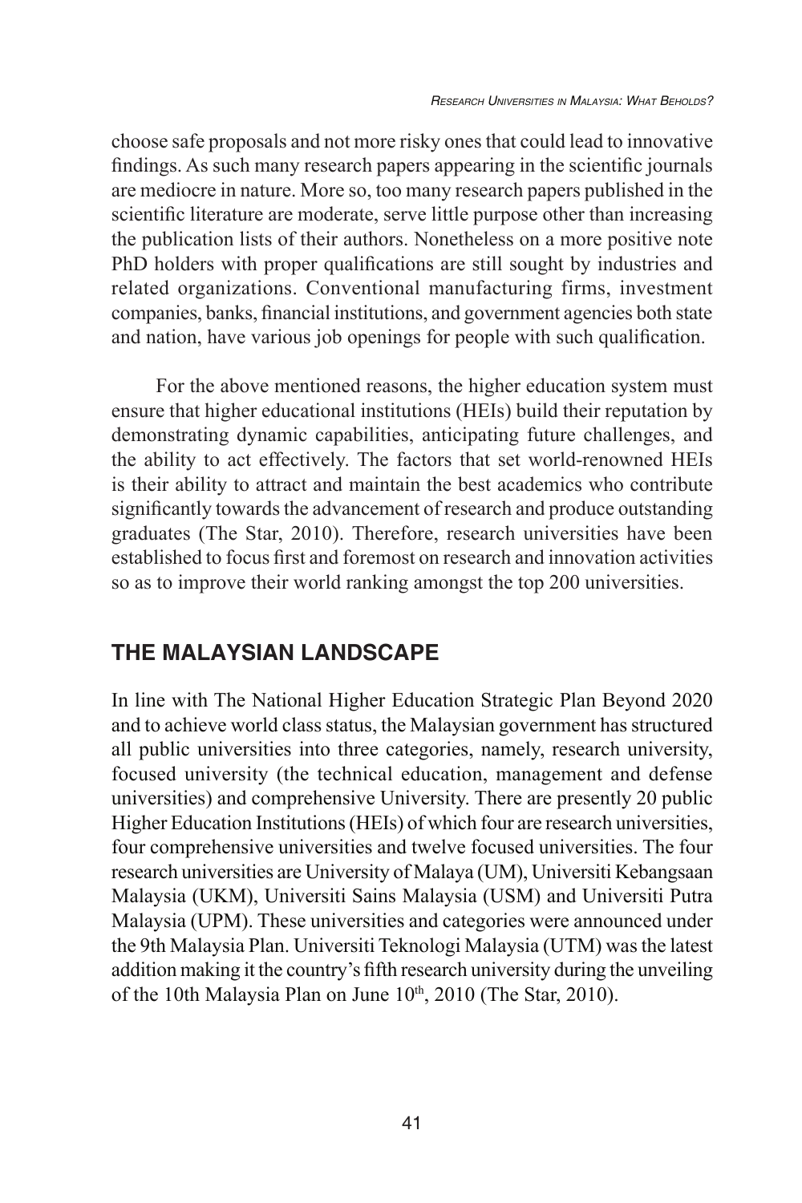choose safe proposals and not more risky ones that could lead to innovative findings. As such many research papers appearing in the scientific journals are mediocre in nature. More so, too many research papers published in the scientific literature are moderate, serve little purpose other than increasing the publication lists of their authors. Nonetheless on a more positive note PhD holders with proper qualifications are still sought by industries and related organizations. Conventional manufacturing firms, investment companies, banks, financial institutions, and government agencies both state and nation, have various job openings for people with such qualification.

For the above mentioned reasons, the higher education system must ensure that higher educational institutions (HEIs) build their reputation by demonstrating dynamic capabilities, anticipating future challenges, and the ability to act effectively. The factors that set world-renowned HEIs is their ability to attract and maintain the best academics who contribute significantly towards the advancement of research and produce outstanding graduates (The Star, 2010). Therefore, research universities have been established to focus first and foremost on research and innovation activities so as to improve their world ranking amongst the top 200 universities.

## THE MALAYSIAN LANDSCAPE

In line with The National Higher Education Strategic Plan Beyond 2020 and to achieve world class status, the Malaysian government has structured all public universities into three categories, namely, research university, focused university (the technical education, management and defense universities) and comprehensive University. There are presently 20 public Higher Education Institutions (HEIs) of which four are research universities, four comprehensive universities and twelve focused universities. The four research universities are University of Malaya (UM), Universiti Kebangsaan Malaysia (UKM), Universiti Sains Malaysia (USM) and Universiti Putra Malaysia (UPM). These universities and categories were announced under the 9th Malaysia Plan. Universiti Teknologi Malaysia (UTM) was the latest addition making it the country's fifth research university during the unveiling of the 10th Malaysia Plan on June 10th, 2010 (The Star, 2010).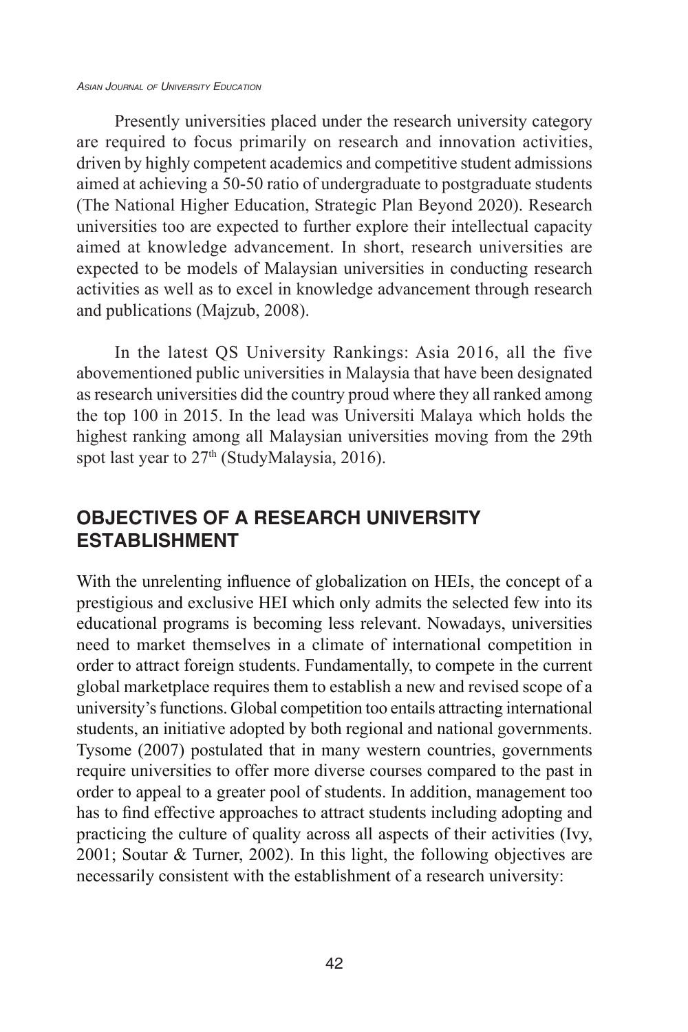Presently universities placed under the research university category are required to focus primarily on research and innovation activities, driven by highly competent academics and competitive student admissions aimed at achieving a 50-50 ratio of undergraduate to postgraduate students (The National Higher Education, Strategic Plan Beyond 2020). Research universities too are expected to further explore their intellectual capacity aimed at knowledge advancement. In short, research universities are expected to be models of Malaysian universities in conducting research activities as well as to excel in knowledge advancement through research and publications (Majzub, 2008).

In the latest QS University Rankings: Asia 2016, all the five abovementioned public universities in Malaysia that have been designated as research universities did the country proud where they all ranked among the top 100 in 2015. In the lead was Universiti Malaya which holds the highest ranking among all Malaysian universities moving from the 29th spot last year to 27th (StudyMalaysia, 2016).

## OBJECTIVES OF A RESEARCH UNIVERSITY ESTABLISHMENT

With the unrelenting influence of globalization on HEIs, the concept of a prestigious and exclusive HEI which only admits the selected few into its educational programs is becoming less relevant. Nowadays, universities need to market themselves in a climate of international competition in order to attract foreign students. Fundamentally, to compete in the current global marketplace requires them to establish a new and revised scope of a university's functions. Global competition too entails attracting international students, an initiative adopted by both regional and national governments. Tysome (2007) postulated that in many western countries, governments require universities to offer more diverse courses compared to the past in order to appeal to a greater pool of students. In addition, management too has to find effective approaches to attract students including adopting and practicing the culture of quality across all aspects of their activities (Ivy, 2001; Soutar & Turner, 2002). In this light, the following objectives are necessarily consistent with the establishment of a research university: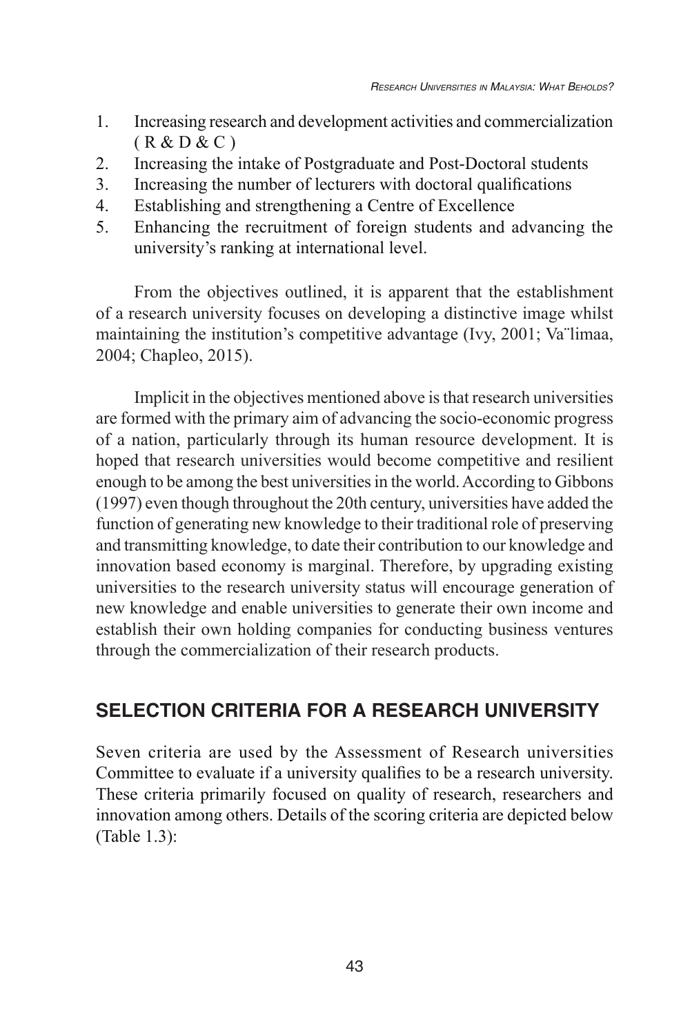1. Increasing research and development activities and commercialization ( R & D & C )
2. Increasing the intake of Postgraduate and Post-Doctoral students
3. Increasing the number of lecturers with doctoral qualifications
4. Establishing and strengthening a Centre of Excellence
5. Enhancing the recruitment of foreign students and advancing the university's ranking at international level.

From the objectives outlined, it is apparent that the establishment of a research university focuses on developing a distinctive image whilst maintaining the institution's competitive advantage (Ivy, 2001; Va¨limaa, 2004; Chapleo, 2015).

Implicit in the objectives mentioned above is that research universities are formed with the primary aim of advancing the socio-economic progress of a nation, particularly through its human resource development. It is hoped that research universities would become competitive and resilient enough to be among the best universities in the world. According to Gibbons (1997) even though throughout the 20th century, universities have added the function of generating new knowledge to their traditional role of preserving and transmitting knowledge, to date their contribution to our knowledge and innovation based economy is marginal. Therefore, by upgrading existing universities to the research university status will encourage generation of new knowledge and enable universities to generate their own income and establish their own holding companies for conducting business ventures through the commercialization of their research products.

## SELECTION CRITERIA FOR A RESEARCH UNIVERSITY

Seven criteria are used by the Assessment of Research universities Committee to evaluate if a university qualifies to be a research university. These criteria primarily focused on quality of research, researchers and innovation among others. Details of the scoring criteria are depicted below (Table 1.3):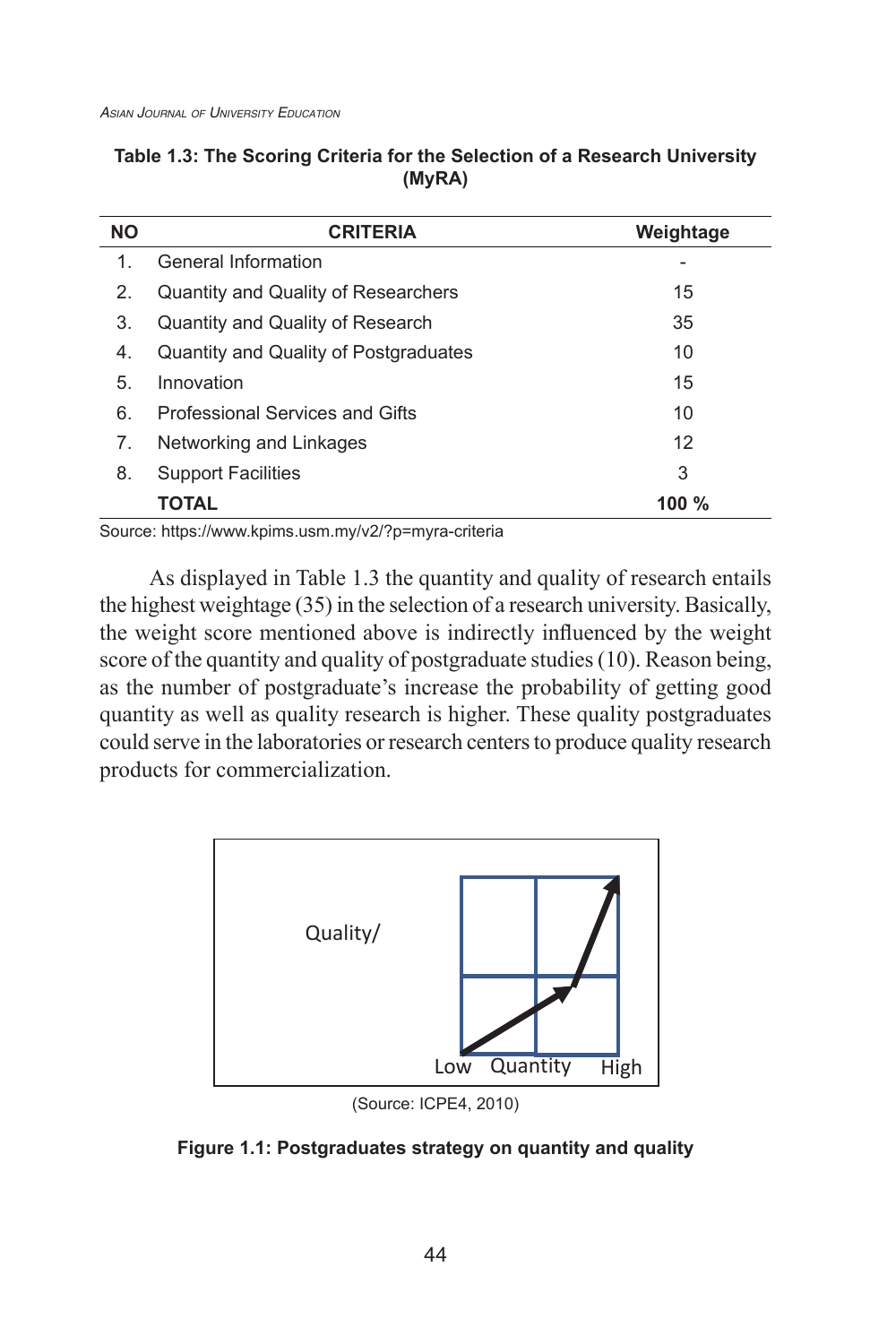**Table 1.3: The Scoring Criteria for the Selection of a Research University (MyRA)**

| NO | CRITERIA | Weightage |
|---|---|---|
| 1. | General Information | - |
| 2. | Quantity and Quality of Researchers | 15 |
| 3. | Quantity and Quality of Research | 35 |
| 4. | Quantity and Quality of Postgraduates | 10 |
| 5. | Innovation | 15 |
| 6. | Professional Services and Gifts | 10 |
| 7. | Networking and Linkages | 12 |
| 8. | Support Facilities | 3 |
| | **TOTAL** | **100 %** |

Source: https://www.kpims.usm.my/v2/?p=myra-criteria

As displayed in Table 1.3 the quantity and quality of research entails the highest weightage (35) in the selection of a research university. Basically, the weight score mentioned above is indirectly influenced by the weight score of the quantity and quality of postgraduate studies (10). Reason being, as the number of postgraduate's increase the probability of getting good quantity as well as quality research is higher. These quality postgraduates could serve in the laboratories or research centers to produce quality research products for commercialization.

Quality/

Low Quantity High

(Source: ICPE4, 2010)

**Figure 1.1: Postgraduates strategy on quantity and quality**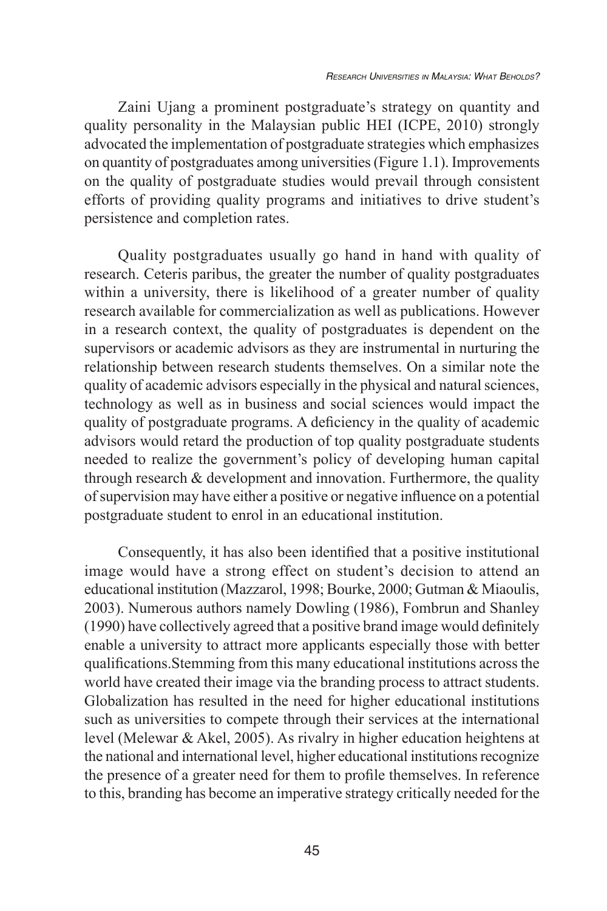Zaini Ujang a prominent postgraduate's strategy on quantity and quality personality in the Malaysian public HEI (ICPE, 2010) strongly advocated the implementation of postgraduate strategies which emphasizes on quantity of postgraduates among universities (Figure 1.1). Improvements on the quality of postgraduate studies would prevail through consistent efforts of providing quality programs and initiatives to drive student's persistence and completion rates.

Quality postgraduates usually go hand in hand with quality of research. Ceteris paribus, the greater the number of quality postgraduates within a university, there is likelihood of a greater number of quality research available for commercialization as well as publications. However in a research context, the quality of postgraduates is dependent on the supervisors or academic advisors as they are instrumental in nurturing the relationship between research students themselves. On a similar note the quality of academic advisors especially in the physical and natural sciences, technology as well as in business and social sciences would impact the quality of postgraduate programs. A deficiency in the quality of academic advisors would retard the production of top quality postgraduate students needed to realize the government's policy of developing human capital through research & development and innovation. Furthermore, the quality of supervision may have either a positive or negative influence on a potential postgraduate student to enrol in an educational institution.

Consequently, it has also been identified that a positive institutional image would have a strong effect on student's decision to attend an educational institution (Mazzarol, 1998; Bourke, 2000; Gutman & Miaoulis, 2003). Numerous authors namely Dowling (1986), Fombrun and Shanley (1990) have collectively agreed that a positive brand image would definitely enable a university to attract more applicants especially those with better qualifications.Stemming from this many educational institutions across the world have created their image via the branding process to attract students. Globalization has resulted in the need for higher educational institutions such as universities to compete through their services at the international level (Melewar & Akel, 2005). As rivalry in higher education heightens at the national and international level, higher educational institutions recognize the presence of a greater need for them to profile themselves. In reference to this, branding has become an imperative strategy critically needed for the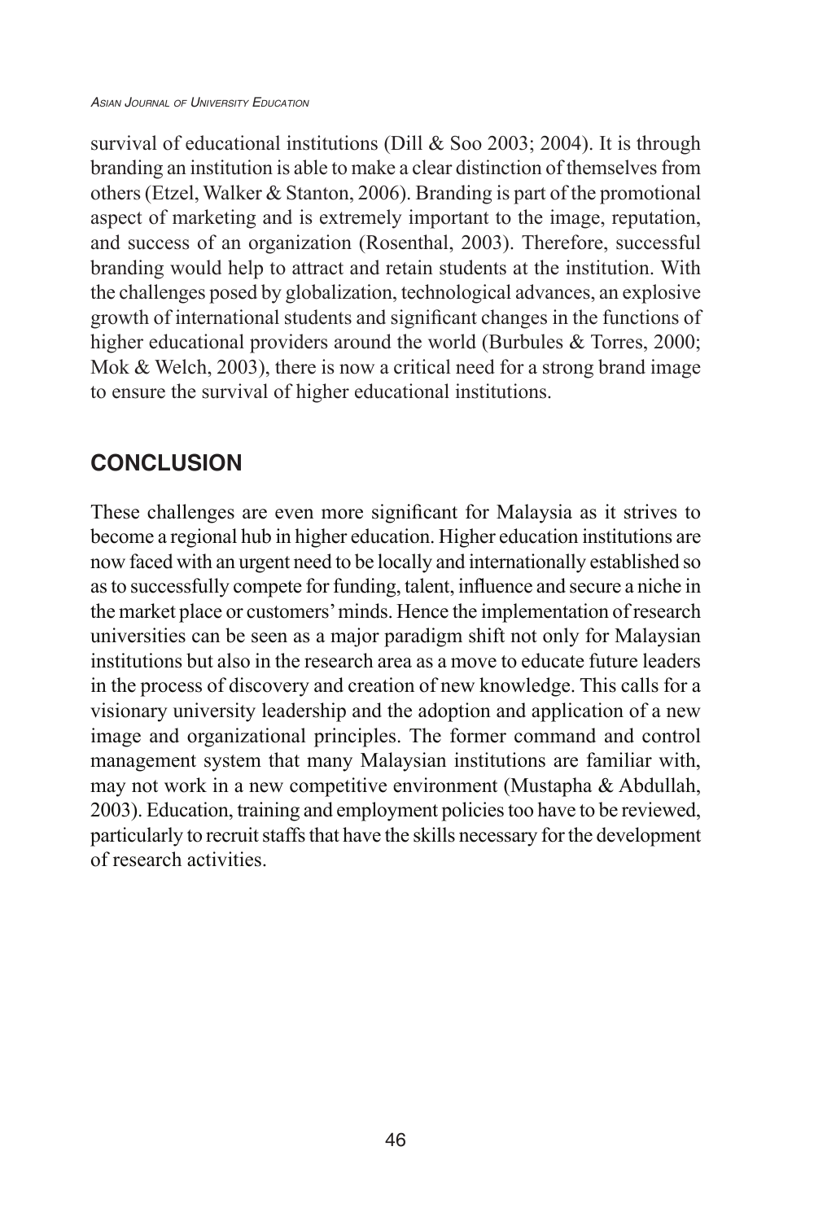survival of educational institutions (Dill & Soo 2003; 2004). It is through branding an institution is able to make a clear distinction of themselves from others (Etzel, Walker & Stanton, 2006). Branding is part of the promotional aspect of marketing and is extremely important to the image, reputation, and success of an organization (Rosenthal, 2003). Therefore, successful branding would help to attract and retain students at the institution. With the challenges posed by globalization, technological advances, an explosive growth of international students and significant changes in the functions of higher educational providers around the world (Burbules & Torres, 2000; Mok & Welch, 2003), there is now a critical need for a strong brand image to ensure the survival of higher educational institutions.

## CONCLUSION

These challenges are even more significant for Malaysia as it strives to become a regional hub in higher education. Higher education institutions are now faced with an urgent need to be locally and internationally established so as to successfully compete for funding, talent, influence and secure a niche in the market place or customers' minds. Hence the implementation of research universities can be seen as a major paradigm shift not only for Malaysian institutions but also in the research area as a move to educate future leaders in the process of discovery and creation of new knowledge. This calls for a visionary university leadership and the adoption and application of a new image and organizational principles. The former command and control management system that many Malaysian institutions are familiar with, may not work in a new competitive environment (Mustapha & Abdullah, 2003). Education, training and employment policies too have to be reviewed, particularly to recruit staffs that have the skills necessary for the development of research activities.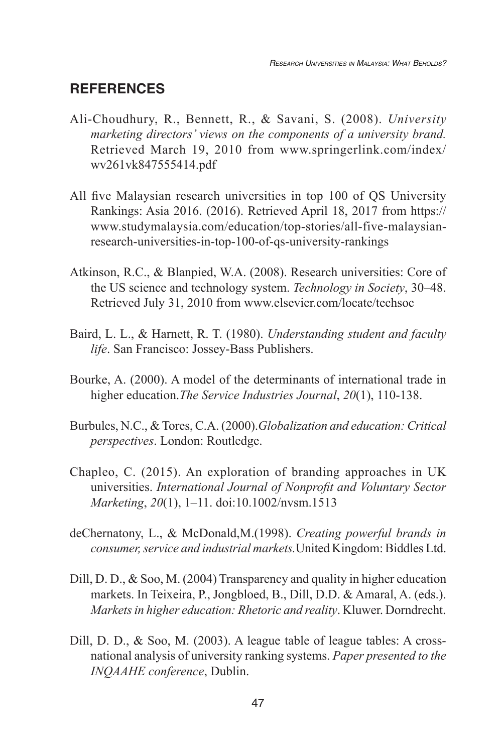## REFERENCES

Ali-Choudhury, R., Bennett, R., & Savani, S. (2008). *University marketing directors' views on the components of a university brand.* Retrieved March 19, 2010 from www.springerlink.com/index/wv261vk847555414.pdf

All five Malaysian research universities in top 100 of QS University Rankings: Asia 2016. (2016). Retrieved April 18, 2017 from https://www.studymalaysia.com/education/top-stories/all-five-malaysian-research-universities-in-top-100-of-qs-university-rankings

Atkinson, R.C., & Blanpied, W.A. (2008). Research universities: Core of the US science and technology system. *Technology in Society*, 30–48. Retrieved July 31, 2010 from www.elsevier.com/locate/techsoc

Baird, L. L., & Harnett, R. T. (1980). *Understanding student and faculty life*. San Francisco: Jossey-Bass Publishers.

Bourke, A. (2000). A model of the determinants of international trade in higher education.*The Service Industries Journal*, *20*(1), 110-138.

Burbules, N.C., & Tores, C.A. (2000).*Globalization and education: Critical perspectives*. London: Routledge.

Chapleo, C. (2015). An exploration of branding approaches in UK universities. *International Journal of Nonprofit and Voluntary Sector Marketing*, *20*(1), 1–11. doi:10.1002/nvsm.1513

deChernatony, L., & McDonald,M.(1998). *Creating powerful brands in consumer, service and industrial markets.*United Kingdom: Biddles Ltd.

Dill, D. D., & Soo, M. (2004) Transparency and quality in higher education markets. In Teixeira, P., Jongbloed, B., Dill, D.D. & Amaral, A. (eds.). *Markets in higher education: Rhetoric and reality*. Kluwer. Dorndrecht.

Dill, D. D., & Soo, M. (2003). A league table of league tables: A cross-national analysis of university ranking systems. *Paper presented to the INQAAHE conference*, Dublin.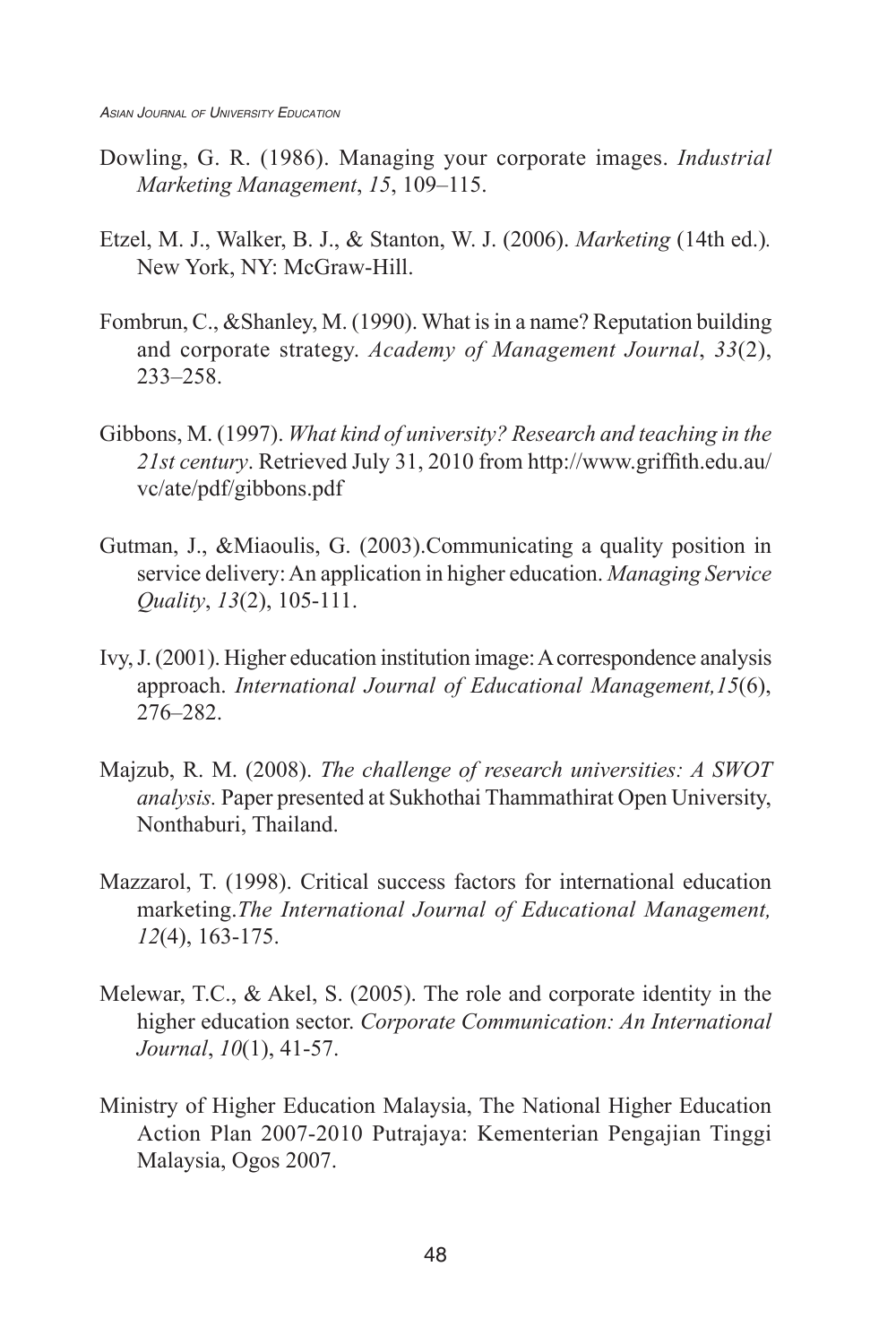Dowling, G. R. (1986). Managing your corporate images. *Industrial Marketing Management*, *15*, 109–115.

Etzel, M. J., Walker, B. J., & Stanton, W. J. (2006). *Marketing* (14th ed.). New York, NY: McGraw-Hill.

Fombrun, C., &Shanley, M. (1990). What is in a name? Reputation building and corporate strategy. *Academy of Management Journal*, *33*(2), 233–258.

Gibbons, M. (1997). *What kind of university? Research and teaching in the 21st century*. Retrieved July 31, 2010 from http://www.griffith.edu.au/vc/ate/pdf/gibbons.pdf

Gutman, J., &Miaoulis, G. (2003).Communicating a quality position in service delivery: An application in higher education. *Managing Service Quality*, *13*(2), 105-111.

Ivy, J. (2001). Higher education institution image: A correspondence analysis approach. *International Journal of Educational Management,15*(6), 276–282.

Majzub, R. M. (2008). *The challenge of research universities: A SWOT analysis.* Paper presented at Sukhothai Thammathirat Open University, Nonthaburi, Thailand.

Mazzarol, T. (1998). Critical success factors for international education marketing.*The International Journal of Educational Management, 12*(4), 163-175.

Melewar, T.C., & Akel, S. (2005). The role and corporate identity in the higher education sector. *Corporate Communication: An International Journal*, *10*(1), 41-57.

Ministry of Higher Education Malaysia, The National Higher Education Action Plan 2007-2010 Putrajaya: Kementerian Pengajian Tinggi Malaysia, Ogos 2007.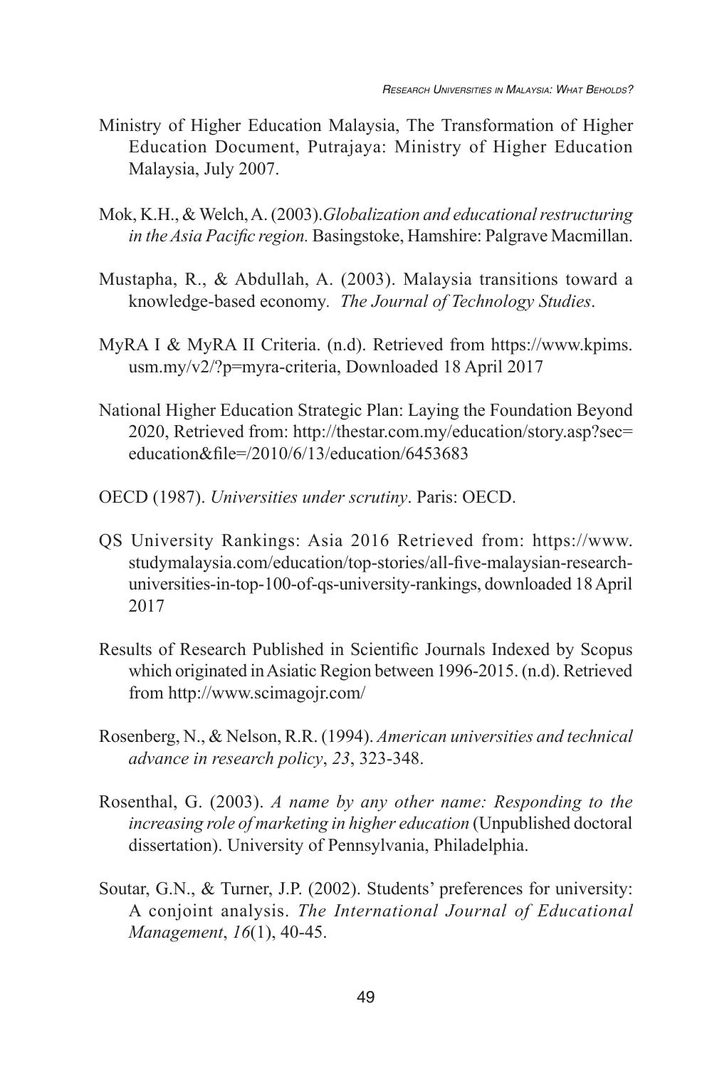Ministry of Higher Education Malaysia, The Transformation of Higher Education Document, Putrajaya: Ministry of Higher Education Malaysia, July 2007.

Mok, K.H., & Welch, A. (2003). *Globalization and educational restructuring in the Asia Pacific region.* Basingstoke, Hamshire: Palgrave Macmillan.

Mustapha, R., & Abdullah, A. (2003). Malaysia transitions toward a knowledge-based economy. *The Journal of Technology Studies*.

MyRA I & MyRA II Criteria. (n.d). Retrieved from https://www.kpims.usm.my/v2/?p=myra-criteria, Downloaded 18 April 2017

National Higher Education Strategic Plan: Laying the Foundation Beyond 2020, Retrieved from: http://thestar.com.my/education/story.asp?sec=education&file=/2010/6/13/education/6453683

OECD (1987). *Universities under scrutiny*. Paris: OECD.

QS University Rankings: Asia 2016 Retrieved from: https://www.studymalaysia.com/education/top-stories/all-five-malaysian-research-universities-in-top-100-of-qs-university-rankings, downloaded 18 April 2017

Results of Research Published in Scientific Journals Indexed by Scopus which originated in Asiatic Region between 1996-2015. (n.d). Retrieved from http://www.scimagojr.com/

Rosenberg, N., & Nelson, R.R. (1994). *American universities and technical advance in research policy*, *23*, 323-348.

Rosenthal, G. (2003). *A name by any other name: Responding to the increasing role of marketing in higher education* (Unpublished doctoral dissertation). University of Pennsylvania, Philadelphia.

Soutar, G.N., & Turner, J.P. (2002). Students' preferences for university: A conjoint analysis. *The International Journal of Educational Management*, *16*(1), 40-45.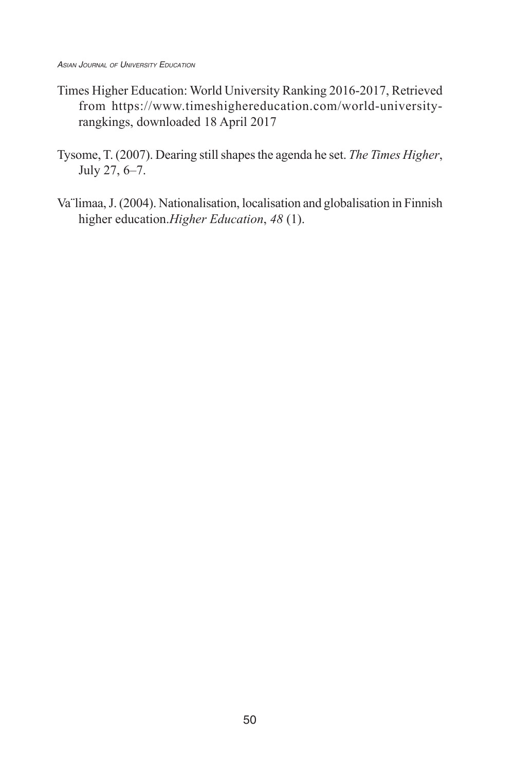Times Higher Education: World University Ranking 2016-2017, Retrieved from https://www.timeshighereducation.com/world-university-rangkings, downloaded 18 April 2017

Tysome, T. (2007). Dearing still shapes the agenda he set. *The Times Higher*, July 27, 6–7.

Va¨limaa, J. (2004). Nationalisation, localisation and globalisation in Finnish higher education.*Higher Education*, *48* (1).